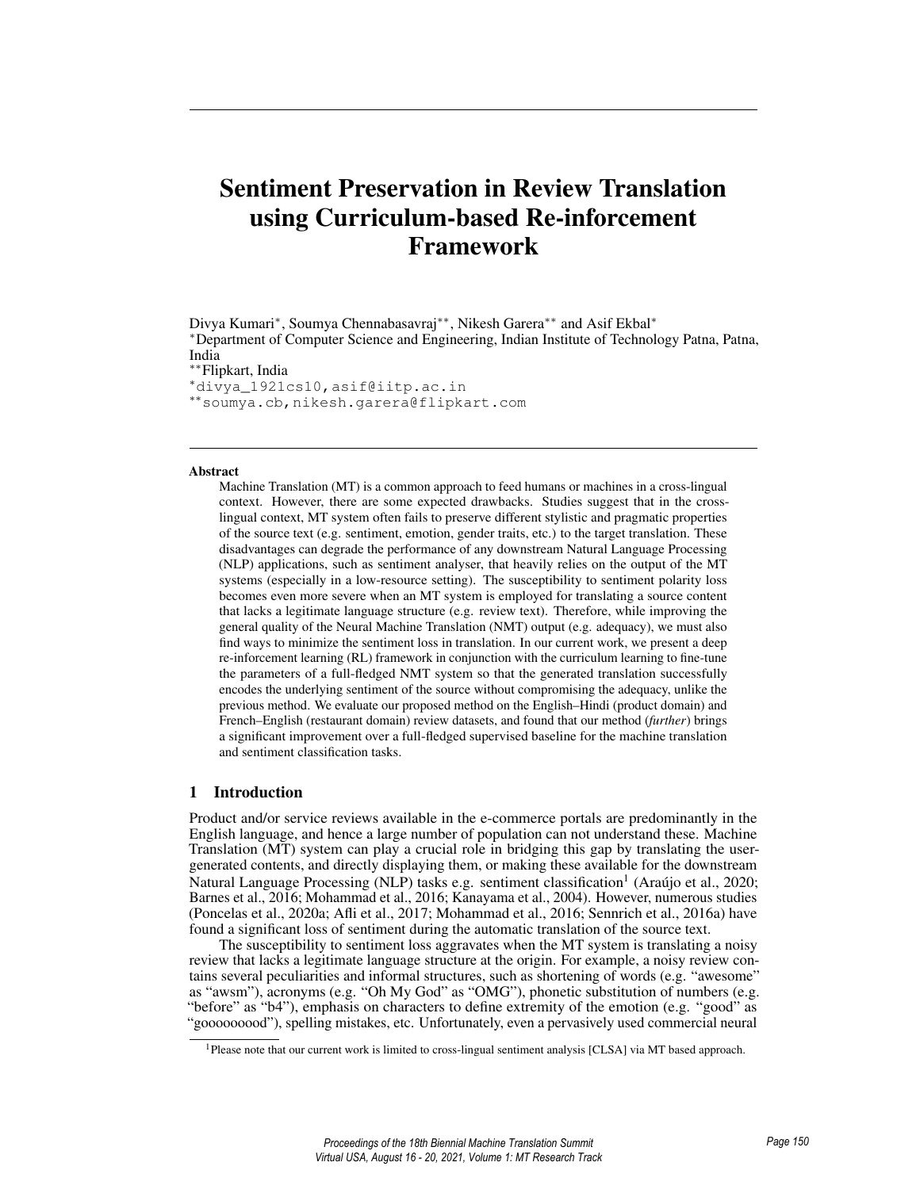# Sentiment Preservation in Review Translation using Curriculum-based Re-inforcement Framework

Divya Kumari[*], Soumya Chennabasavraj[**], Nikesh Garera[**] and Asif Ekbal[*]
[*]Department of Computer Science and Engineering, Indian Institute of Technology Patna, Patna, India
[**]Flipkart, India
[*]divya_1921cs10,asif@iitp.ac.in
[**]soumya.cb,nikesh.garera@flipkart.com

## Abstract

Machine Translation (MT) is a common approach to feed humans or machines in a cross-lingual context. However, there are some expected drawbacks. Studies suggest that in the cross-lingual context, MT system often fails to preserve different stylistic and pragmatic properties of the source text (e.g. sentiment, emotion, gender traits, etc.) to the target translation. These disadvantages can degrade the performance of any downstream Natural Language Processing (NLP) applications, such as sentiment analyser, that heavily relies on the output of the MT systems (especially in a low-resource setting). The susceptibility to sentiment polarity loss becomes even more severe when an MT system is employed for translating a source content that lacks a legitimate language structure (e.g. review text). Therefore, while improving the general quality of the Neural Machine Translation (NMT) output (e.g. adequacy), we must also find ways to minimize the sentiment loss in translation. In our current work, we present a deep re-inforcement learning (RL) framework in conjunction with the curriculum learning to fine-tune the parameters of a full-fledged NMT system so that the generated translation successfully encodes the underlying sentiment of the source without compromising the adequacy, unlike the previous method. We evaluate our proposed method on the English–Hindi (product domain) and French–English (restaurant domain) review datasets, and found that our method (*further*) brings a significant improvement over a full-fledged supervised baseline for the machine translation and sentiment classification tasks.

## 1 Introduction

Product and/or service reviews available in the e-commerce portals are predominantly in the English language, and hence a large number of population can not understand these. Machine Translation (MT) system can play a crucial role in bridging this gap by translating the user-generated contents, and directly displaying them, or making these available for the downstream Natural Language Processing (NLP) tasks e.g. sentiment classification[1] (Araújo et al., 2020; Barnes et al., 2016; Mohammad et al., 2016; Kanayama et al., 2004). However, numerous studies (Poncelas et al., 2020a; Afli et al., 2017; Mohammad et al., 2016; Sennrich et al., 2016a) have found a significant loss of sentiment during the automatic translation of the source text.

The susceptibility to sentiment loss aggravates when the MT system is translating a noisy review that lacks a legitimate language structure at the origin. For example, a noisy review contains several peculiarities and informal structures, such as shortening of words (e.g. "awesome" as "awsm"), acronyms (e.g. "Oh My God" as "OMG"), phonetic substitution of numbers (e.g. "before" as "b4"), emphasis on characters to define extremity of the emotion (e.g. "good" as "goooooood"), spelling mistakes, etc. Unfortunately, even a pervasively used commercial neural

[1]Please note that our current work is limited to cross-lingual sentiment analysis [CLSA] via MT based approach.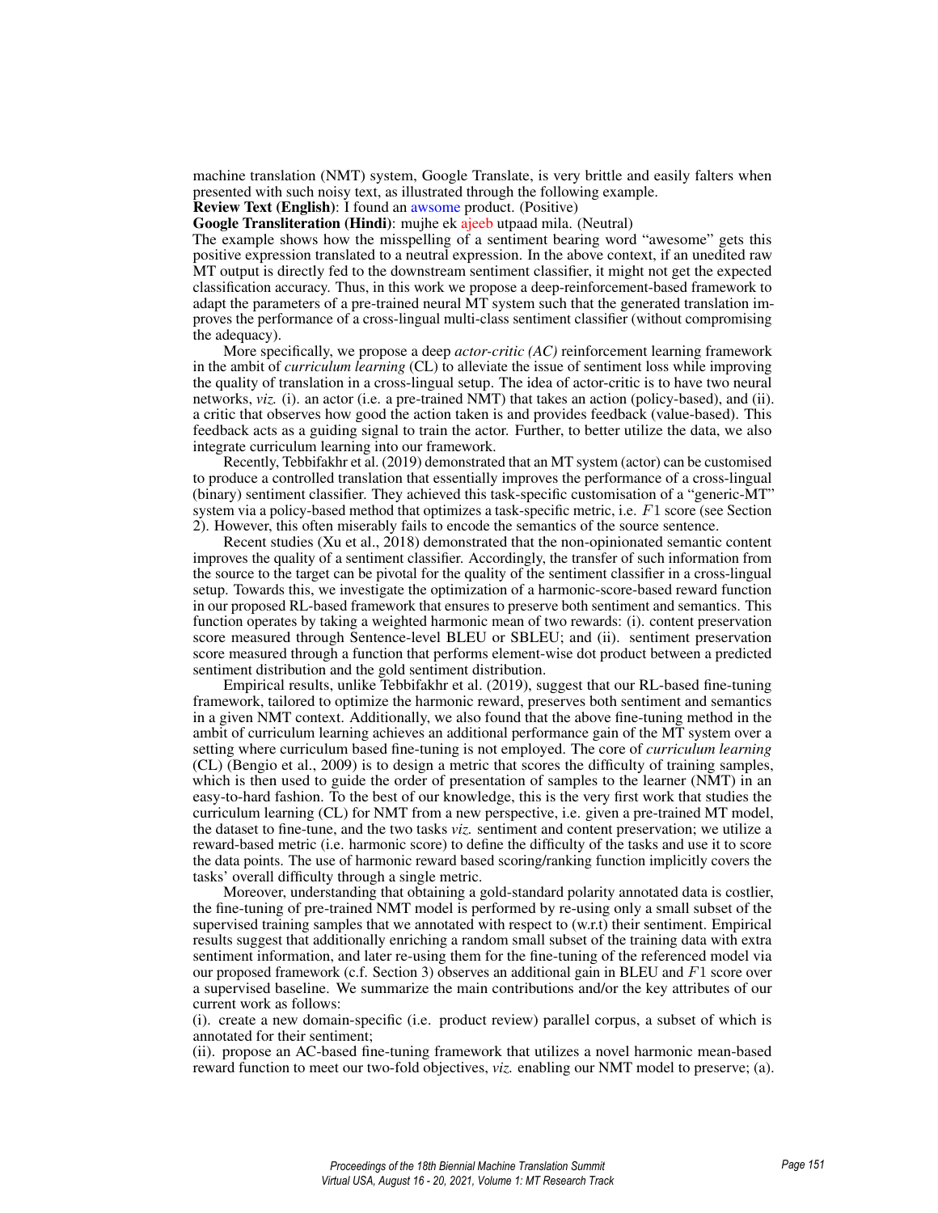machine translation (NMT) system, Google Translate, is very brittle and easily falters when presented with such noisy text, as illustrated through the following example.

**Review Text (English)**: I found an awsome product. (Positive)

**Google Transliteration (Hindi)**: mujhe ek ajeeb utpaad mila. (Neutral)

The example shows how the misspelling of a sentiment bearing word "awesome" gets this positive expression translated to a neutral expression. In the above context, if an unedited raw MT output is directly fed to the downstream sentiment classifier, it might not get the expected classification accuracy. Thus, in this work we propose a deep-reinforcement-based framework to adapt the parameters of a pre-trained neural MT system such that the generated translation improves the performance of a cross-lingual multi-class sentiment classifier (without compromising the adequacy).

More specifically, we propose a deep *actor-critic (AC)* reinforcement learning framework in the ambit of *curriculum learning* (CL) to alleviate the issue of sentiment loss while improving the quality of translation in a cross-lingual setup. The idea of actor-critic is to have two neural networks, *viz.* (i). an actor (i.e. a pre-trained NMT) that takes an action (policy-based), and (ii). a critic that observes how good the action taken is and provides feedback (value-based). This feedback acts as a guiding signal to train the actor. Further, to better utilize the data, we also integrate curriculum learning into our framework.

Recently, Tebbifakhr et al. (2019) demonstrated that an MT system (actor) can be customised to produce a controlled translation that essentially improves the performance of a cross-lingual (binary) sentiment classifier. They achieved this task-specific customisation of a "generic-MT" system via a policy-based method that optimizes a task-specific metric, i.e. $F1$ score (see Section 2). However, this often miserably fails to encode the semantics of the source sentence.

Recent studies (Xu et al., 2018) demonstrated that the non-opinionated semantic content improves the quality of a sentiment classifier. Accordingly, the transfer of such information from the source to the target can be pivotal for the quality of the sentiment classifier in a cross-lingual setup. Towards this, we investigate the optimization of a harmonic-score-based reward function in our proposed RL-based framework that ensures to preserve both sentiment and semantics. This function operates by taking a weighted harmonic mean of two rewards: (i). content preservation score measured through Sentence-level BLEU or SBLEU; and (ii). sentiment preservation score measured through a function that performs element-wise dot product between a predicted sentiment distribution and the gold sentiment distribution.

Empirical results, unlike Tebbifakhr et al. (2019), suggest that our RL-based fine-tuning framework, tailored to optimize the harmonic reward, preserves both sentiment and semantics in a given NMT context. Additionally, we also found that the above fine-tuning method in the ambit of curriculum learning achieves an additional performance gain of the MT system over a setting where curriculum based fine-tuning is not employed. The core of *curriculum learning* (CL) (Bengio et al., 2009) is to design a metric that scores the difficulty of training samples, which is then used to guide the order of presentation of samples to the learner (NMT) in an easy-to-hard fashion. To the best of our knowledge, this is the very first work that studies the curriculum learning (CL) for NMT from a new perspective, i.e. given a pre-trained MT model, the dataset to fine-tune, and the two tasks *viz.* sentiment and content preservation; we utilize a reward-based metric (i.e. harmonic score) to define the difficulty of the tasks and use it to score the data points. The use of harmonic reward based scoring/ranking function implicitly covers the tasks' overall difficulty through a single metric.

Moreover, understanding that obtaining a gold-standard polarity annotated data is costlier, the fine-tuning of pre-trained NMT model is performed by re-using only a small subset of the supervised training samples that we annotated with respect to (w.r.t) their sentiment. Empirical results suggest that additionally enriching a random small subset of the training data with extra sentiment information, and later re-using them for the fine-tuning of the referenced model via our proposed framework (c.f. Section 3) observes an additional gain in BLEU and $F1$ score over a supervised baseline. We summarize the main contributions and/or the key attributes of our current work as follows:

(i). create a new domain-specific (i.e. product review) parallel corpus, a subset of which is annotated for their sentiment;

(ii). propose an AC-based fine-tuning framework that utilizes a novel harmonic mean-based reward function to meet our two-fold objectives, *viz.* enabling our NMT model to preserve; (a).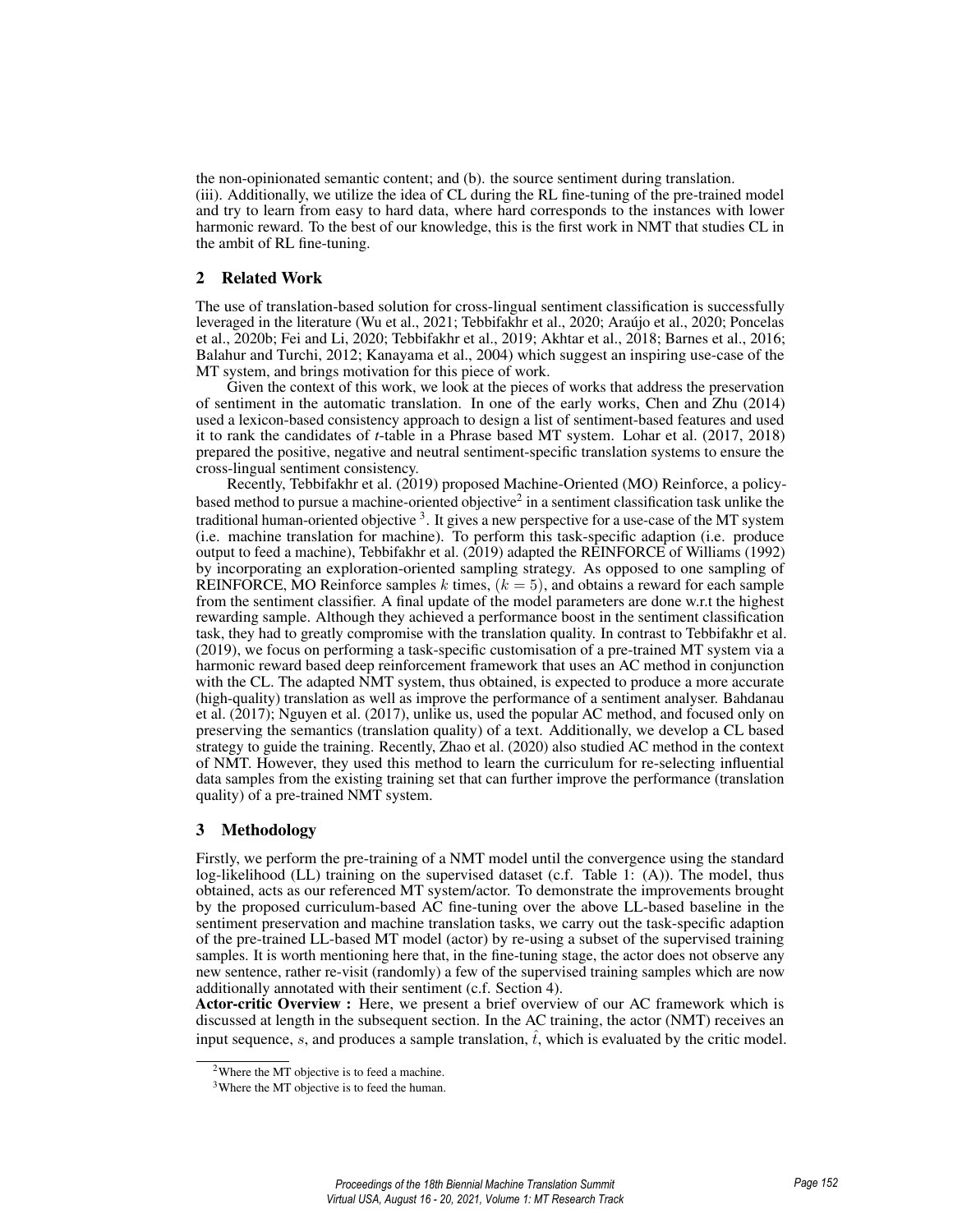the non-opinionated semantic content; and (b). the source sentiment during translation.
(iii). Additionally, we utilize the idea of CL during the RL fine-tuning of the pre-trained model and try to learn from easy to hard data, where hard corresponds to the instances with lower harmonic reward. To the best of our knowledge, this is the first work in NMT that studies CL in the ambit of RL fine-tuning.

## 2 Related Work

The use of translation-based solution for cross-lingual sentiment classification is successfully leveraged in the literature (Wu et al., 2021; Tebbifakhr et al., 2020; Araújo et al., 2020; Poncelas et al., 2020b; Fei and Li, 2020; Tebbifakhr et al., 2019; Akhtar et al., 2018; Barnes et al., 2016; Balahur and Turchi, 2012; Kanayama et al., 2004) which suggest an inspiring use-case of the MT system, and brings motivation for this piece of work.

Given the context of this work, we look at the pieces of works that address the preservation of sentiment in the automatic translation. In one of the early works, Chen and Zhu (2014) used a lexicon-based consistency approach to design a list of sentiment-based features and used it to rank the candidates of *t*-table in a Phrase based MT system. Lohar et al. (2017, 2018) prepared the positive, negative and neutral sentiment-specific translation systems to ensure the cross-lingual sentiment consistency.

Recently, Tebbifakhr et al. (2019) proposed Machine-Oriented (MO) Reinforce, a policy-based method to pursue a machine-oriented objective[2] in a sentiment classification task unlike the traditional human-oriented objective [3]. It gives a new perspective for a use-case of the MT system (i.e. machine translation for machine). To perform this task-specific adaption (i.e. produce output to feed a machine), Tebbifakhr et al. (2019) adapted the REINFORCE of Williams (1992) by incorporating an exploration-oriented sampling strategy. As opposed to one sampling of REINFORCE, MO Reinforce samples $k$ times, $(k = 5)$, and obtains a reward for each sample from the sentiment classifier. A final update of the model parameters are done w.r.t the highest rewarding sample. Although they achieved a performance boost in the sentiment classification task, they had to greatly compromise with the translation quality. In contrast to Tebbifakhr et al. (2019), we focus on performing a task-specific customisation of a pre-trained MT system via a harmonic reward based deep reinforcement framework that uses an AC method in conjunction with the CL. The adapted NMT system, thus obtained, is expected to produce a more accurate (high-quality) translation as well as improve the performance of a sentiment analyser. Bahdanau et al. (2017); Nguyen et al. (2017), unlike us, used the popular AC method, and focused only on preserving the semantics (translation quality) of a text. Additionally, we develop a CL based strategy to guide the training. Recently, Zhao et al. (2020) also studied AC method in the context of NMT. However, they used this method to learn the curriculum for re-selecting influential data samples from the existing training set that can further improve the performance (translation quality) of a pre-trained NMT system.

## 3 Methodology

Firstly, we perform the pre-training of a NMT model until the convergence using the standard log-likelihood (LL) training on the supervised dataset (c.f. Table 1: (A)). The model, thus obtained, acts as our referenced MT system/actor. To demonstrate the improvements brought by the proposed curriculum-based AC fine-tuning over the above LL-based baseline in the sentiment preservation and machine translation tasks, we carry out the task-specific adaption of the pre-trained LL-based MT model (actor) by re-using a subset of the supervised training samples. It is worth mentioning here that, in the fine-tuning stage, the actor does not observe any new sentence, rather re-visit (randomly) a few of the supervised training samples which are now additionally annotated with their sentiment (c.f. Section 4).

**Actor-critic Overview :** Here, we present a brief overview of our AC framework which is discussed at length in the subsequent section. In the AC training, the actor (NMT) receives an input sequence, $s$, and produces a sample translation, $\hat{t}$, which is evaluated by the critic model.

[2] Where the MT objective is to feed a machine.

[3] Where the MT objective is to feed the human.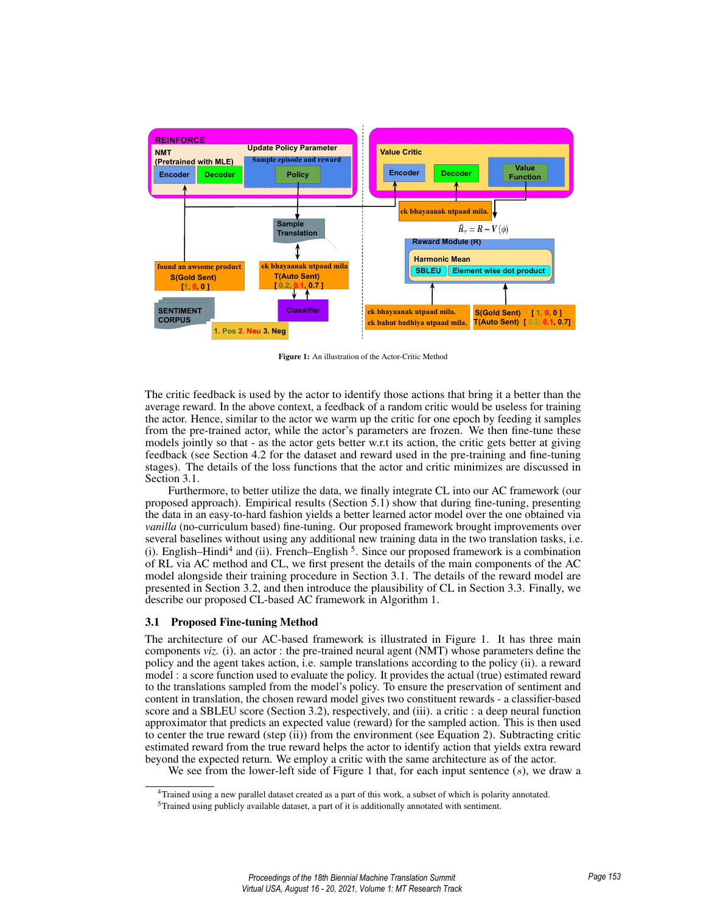Figure 1: An illustration of the Actor-Critic Method

The critic feedback is used by the actor to identify those actions that bring it a better than the average reward. In the above context, a feedback of a random critic would be useless for training the actor. Hence, similar to the actor we warm up the critic for one epoch by feeding it samples from the pre-trained actor, while the actor's parameters are frozen. We then fine-tune these models jointly so that - as the actor gets better w.r.t its action, the critic gets better at giving feedback (see Section 4.2 for the dataset and reward used in the pre-training and fine-tuning stages). The details of the loss functions that the actor and critic minimizes are discussed in Section 3.1.

Furthermore, to better utilize the data, we finally integrate CL into our AC framework (our proposed approach). Empirical results (Section 5.1) show that during fine-tuning, presenting the data in an easy-to-hard fashion yields a better learned actor model over the one obtained via *vanilla* (no-curriculum based) fine-tuning. Our proposed framework brought improvements over several baselines without using any additional new training data in the two translation tasks, i.e. (i). English–Hindi[4] and (ii). French–English [5]. Since our proposed framework is a combination of RL via AC method and CL, we first present the details of the main components of the AC model alongside their training procedure in Section 3.1. The details of the reward model are presented in Section 3.2, and then introduce the plausibility of CL in Section 3.3. Finally, we describe our proposed CL-based AC framework in Algorithm 1.

## 3.1 Proposed Fine-tuning Method

The architecture of our AC-based framework is illustrated in Figure 1. It has three main components *viz.* (i). an actor : the pre-trained neural agent (NMT) whose parameters define the policy and the agent takes action, i.e. sample translations according to the policy (ii). a reward model : a score function used to evaluate the policy. It provides the actual (true) estimated reward to the translations sampled from the model's policy. To ensure the preservation of sentiment and content in translation, the chosen reward model gives two constituent rewards - a classifier-based score and a SBLEU score (Section 3.2), respectively, and (iii). a critic : a deep neural function approximator that predicts an expected value (reward) for the sampled action. This is then used to center the true reward (step (ii)) from the environment (see Equation 2). Subtracting critic estimated reward from the true reward helps the actor to identify action that yields extra reward beyond the expected return. We employ a critic with the same architecture as of the actor.

We see from the lower-left side of Figure 1 that, for each input sentence ($s$), we draw a

[4] Trained using a new parallel dataset created as a part of this work, a subset of which is polarity annotated.

[5] Trained using publicly available dataset, a part of it is additionally annotated with sentiment.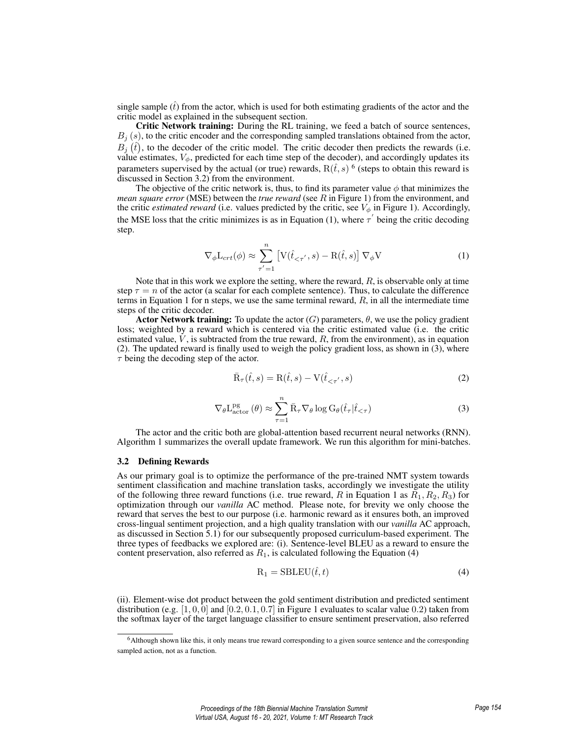single sample ($\hat{t}$) from the actor, which is used for both estimating gradients of the actor and the critic model as explained in the subsequent section.

**Critic Network training:** During the RL training, we feed a batch of source sentences, $B_j(s)$, to the critic encoder and the corresponding sampled translations obtained from the actor, $B_j(\hat{t})$, to the decoder of the critic model. The critic decoder then predicts the rewards (i.e. value estimates, $V_\phi$, predicted for each time step of the decoder), and accordingly updates its parameters supervised by the actual (or true) rewards, $R(\hat{t}, s)$ [6] (steps to obtain this reward is discussed in Section 3.2) from the environment.

The objective of the critic network is, thus, to find its parameter value $\phi$ that minimizes the *mean square error* (MSE) between the *true reward* (see $R$ in Figure 1) from the environment, and the critic *estimated reward* (i.e. values predicted by the critic, see $V_\phi$ in Figure 1). Accordingly, the MSE loss that the critic minimizes is as in Equation (1), where $\tau^{'}$ being the critic decoding step.

$$\nabla_\phi \mathrm{L}_{crt}(\phi) \approx \sum_{\tau^{'}=1}^{n} \left[ \mathrm{V}(\hat{t}_{<\tau^{'}}, s) - \mathrm{R}(\hat{t}, s) \right] \nabla_\phi \mathrm{V} \tag{1}$$

Note that in this work we explore the setting, where the reward, $R$, is observable only at time step $\tau = n$ of the actor (a scalar for each complete sentence). Thus, to calculate the difference terms in Equation 1 for n steps, we use the same terminal reward, $R$, in all the intermediate time steps of the critic decoder.

**Actor Network training:** To update the actor ($G$) parameters, $\theta$, we use the policy gradient loss; weighted by a reward which is centered via the critic estimated value (i.e. the critic estimated value, $V$, is subtracted from the true reward, $R$, from the environment), as in equation (2). The updated reward is finally used to weigh the policy gradient loss, as shown in (3), where $\tau$ being the decoding step of the actor.

$$\bar{\mathrm{R}}_\tau(\hat{t}, s) = \mathrm{R}(\hat{t}, s) - \mathrm{V}(\hat{t}_{<\tau^{'}}, s) \tag{2}$$

$$\nabla_\theta \mathrm{L}_{\mathrm{actor}}^{\mathrm{pg}}(\theta) \approx \sum_{\tau=1}^{n} \bar{\mathrm{R}}_\tau \nabla_\theta \log \mathrm{G}_\theta(\hat{t}_\tau | \hat{t}_{<\tau}) \tag{3}$$

The actor and the critic both are global-attention based recurrent neural networks (RNN). Algorithm 1 summarizes the overall update framework. We run this algorithm for mini-batches.

### 3.2 Defining Rewards

As our primary goal is to optimize the performance of the pre-trained NMT system towards sentiment classification and machine translation tasks, accordingly we investigate the utility of the following three reward functions (i.e. true reward, $R$ in Equation 1 as $R_1, R_2, R_3$) for optimization through our *vanilla* AC method. Please note, for brevity we only choose the reward that serves the best to our purpose (i.e. harmonic reward as it ensures both, an improved cross-lingual sentiment projection, and a high quality translation with our *vanilla* AC approach, as discussed in Section 5.1) for our subsequently proposed curriculum-based experiment. The three types of feedbacks we explored are: (i). Sentence-level BLEU as a reward to ensure the content preservation, also referred as $R_1$, is calculated following the Equation (4)

$$\mathrm{R}_1 = \mathrm{SBLEU}(\hat{t}, t) \tag{4}$$

(ii). Element-wise dot product between the gold sentiment distribution and predicted sentiment distribution (e.g. $[1, 0, 0]$ and $[0.2, 0.1, 0.7]$ in Figure 1 evaluates to scalar value $0.2$) taken from the softmax layer of the target language classifier to ensure sentiment preservation, also referred

[6] Although shown like this, it only means true reward corresponding to a given source sentence and the corresponding sampled action, not as a function.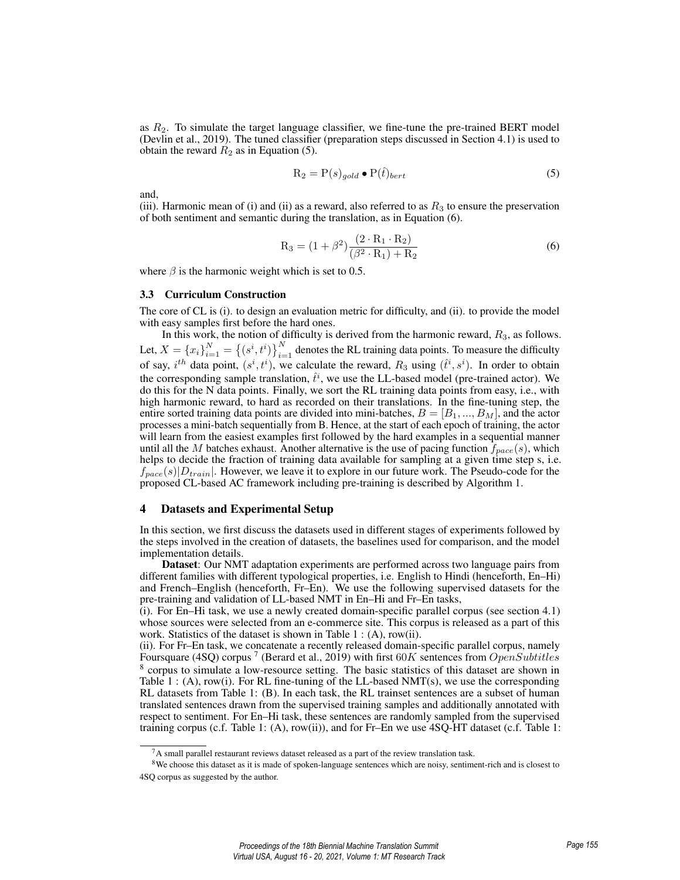as $R_2$. To simulate the target language classifier, we fine-tune the pre-trained BERT model (Devlin et al., 2019). The tuned classifier (preparation steps discussed in Section 4.1) is used to obtain the reward $R_2$ as in Equation (5).

$$\mathrm{R}_2 = \mathrm{P}(s)_{gold} \bullet \mathrm{P}(\hat{t})_{bert} \tag{5}$$

and,
(iii). Harmonic mean of (i) and (ii) as a reward, also referred to as $R_3$ to ensure the preservation of both sentiment and semantic during the translation, as in Equation (6).

$$\mathrm{R}_3 = (1+\beta^2)\frac{(2 \cdot \mathrm{R}_1 \cdot \mathrm{R}_2)}{(\beta^2 \cdot \mathrm{R}_1) + \mathrm{R}_2} \tag{6}$$

where $\beta$ is the harmonic weight which is set to 0.5.

### 3.3 Curriculum Construction

The core of CL is (i). to design an evaluation metric for difficulty, and (ii). to provide the model with easy samples first before the hard ones.

In this work, the notion of difficulty is derived from the harmonic reward, $R_3$, as follows. Let, $X = \{x_i\}_{i=1}^{N} = \{(s^i, t^i)\}_{i=1}^{N}$ denotes the RL training data points. To measure the difficulty of say, $i^{th}$ data point, $(s^i, t^i)$, we calculate the reward, $R_3$ using $(\hat{t}^i, s^i)$. In order to obtain the corresponding sample translation, $\hat{t}^i$, we use the LL-based model (pre-trained actor). We do this for the N data points. Finally, we sort the RL training data points from easy, i.e., with high harmonic reward, to hard as recorded on their translations. In the fine-tuning step, the entire sorted training data points are divided into mini-batches, $B = [B_1, ..., B_M]$, and the actor processes a mini-batch sequentially from B. Hence, at the start of each epoch of training, the actor will learn from the easiest examples first followed by the hard examples in a sequential manner until all the $M$ batches exhaust. Another alternative is the use of pacing function $f_{pace}(s)$, which helps to decide the fraction of training data available for sampling at a given time step s, i.e. $f_{pace}(s)|D_{train}|$. However, we leave it to explore in our future work. The Pseudo-code for the proposed CL-based AC framework including pre-training is described by Algorithm 1.

## 4 Datasets and Experimental Setup

In this section, we first discuss the datasets used in different stages of experiments followed by the steps involved in the creation of datasets, the baselines used for comparison, and the model implementation details.

**Dataset**: Our NMT adaptation experiments are performed across two language pairs from different families with different typological properties, i.e. English to Hindi (henceforth, En–Hi) and French–English (henceforth, Fr–En). We use the following supervised datasets for the pre-training and validation of LL-based NMT in En–Hi and Fr–En tasks,
(i). For En–Hi task, we use a newly created domain-specific parallel corpus (see section 4.1) whose sources were selected from an e-commerce site. This corpus is released as a part of this work. Statistics of the dataset is shown in Table 1 : (A), row(ii).
(ii). For Fr–En task, we concatenate a recently released domain-specific parallel corpus, namely Foursquare (4SQ) corpus [7] (Berard et al., 2019) with first $60K$ sentences from $OpenSubtitles$ [8] corpus to simulate a low-resource setting. The basic statistics of this dataset are shown in Table 1 : (A), row(i). For RL fine-tuning of the LL-based NMT(s), we use the corresponding RL datasets from Table 1: (B). In each task, the RL trainset sentences are a subset of human translated sentences drawn from the supervised training samples and additionally annotated with respect to sentiment. For En–Hi task, these sentences are randomly sampled from the supervised training corpus (c.f. Table 1: (A), row(ii)), and for Fr–En we use 4SQ-HT dataset (c.f. Table 1:

[7] A small parallel restaurant reviews dataset released as a part of the review translation task.

[8] We choose this dataset as it is made of spoken-language sentences which are noisy, sentiment-rich and is closest to 4SQ corpus as suggested by the author.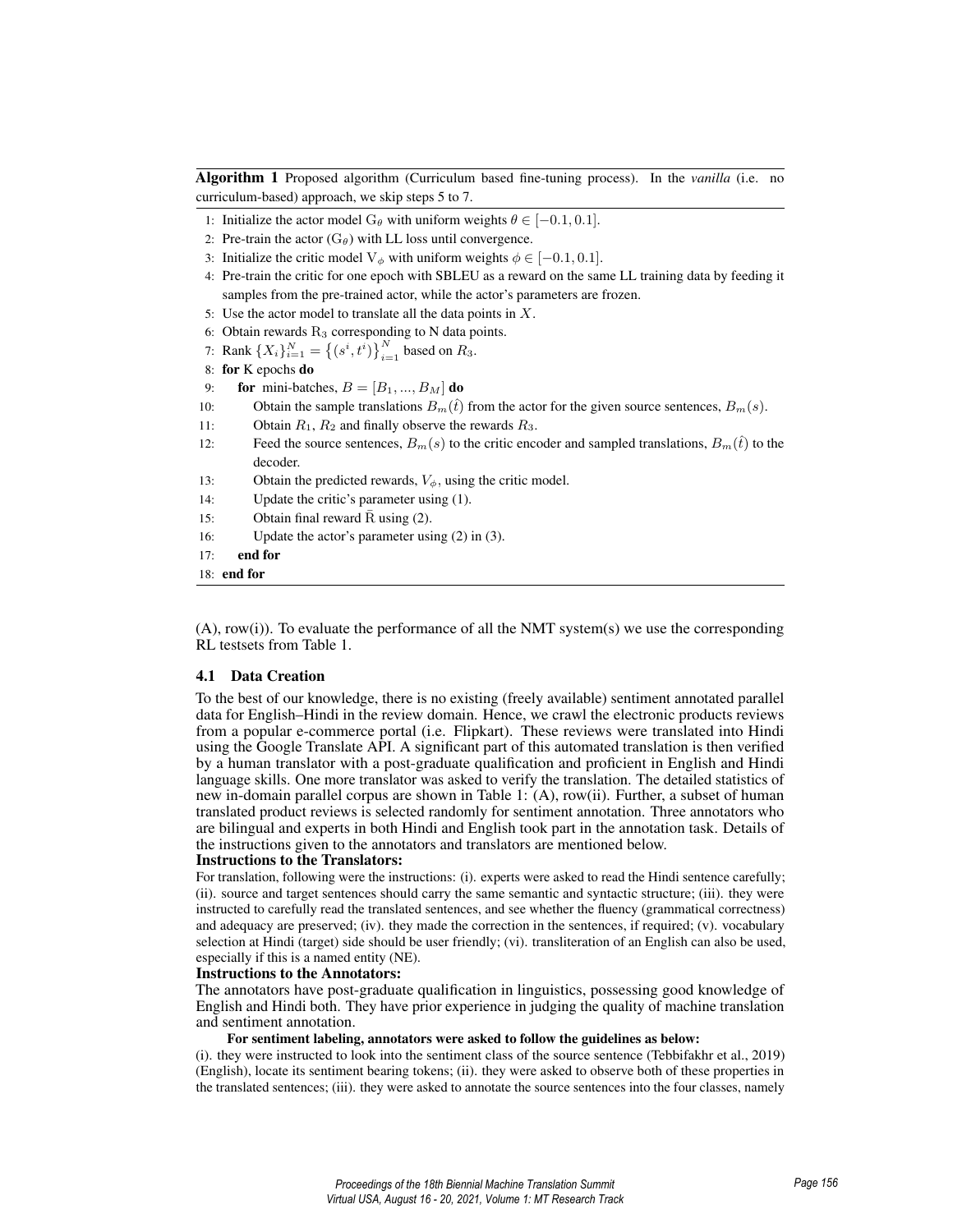**Algorithm 1** Proposed algorithm (Curriculum based fine-tuning process). In the *vanilla* (i.e. no curriculum-based) approach, we skip steps 5 to 7.

1: Initialize the actor model $G_\theta$ with uniform weights $\theta \in [-0.1, 0.1]$.
2: Pre-train the actor ($G_\theta$) with LL loss until convergence.
3: Initialize the critic model $V_\phi$ with uniform weights $\phi \in [-0.1, 0.1]$.
4: Pre-train the critic for one epoch with SBLEU as a reward on the same LL training data by feeding it samples from the pre-trained actor, while the actor's parameters are frozen.
5: Use the actor model to translate all the data points in $X$.
6: Obtain rewards $R_3$ corresponding to N data points.
7: Rank $\{X_i\}_{i=1}^{N} = \{(s^i, t^i)\}_{i=1}^{N}$ based on $R_3$.
8: **for** K epochs **do**
9: &nbsp;&nbsp;&nbsp;&nbsp;**for** mini-batches, $B = [B_1, ..., B_M]$ **do**
10: &nbsp;&nbsp;&nbsp;&nbsp;&nbsp;&nbsp;&nbsp;&nbsp;Obtain the sample translations $B_m(\hat{t})$ from the actor for the given source sentences, $B_m(s)$.
11: &nbsp;&nbsp;&nbsp;&nbsp;&nbsp;&nbsp;&nbsp;&nbsp;Obtain $R_1$, $R_2$ and finally observe the rewards $R_3$.
12: &nbsp;&nbsp;&nbsp;&nbsp;&nbsp;&nbsp;&nbsp;&nbsp;Feed the source sentences, $B_m(s)$ to the critic encoder and sampled translations, $B_m(\hat{t})$ to the decoder.
13: &nbsp;&nbsp;&nbsp;&nbsp;&nbsp;&nbsp;&nbsp;&nbsp;Obtain the predicted rewards, $V_\phi$, using the critic model.
14: &nbsp;&nbsp;&nbsp;&nbsp;&nbsp;&nbsp;&nbsp;&nbsp;Update the critic's parameter using (1).
15: &nbsp;&nbsp;&nbsp;&nbsp;&nbsp;&nbsp;&nbsp;&nbsp;Obtain final reward $\bar{R}$ using (2).
16: &nbsp;&nbsp;&nbsp;&nbsp;&nbsp;&nbsp;&nbsp;&nbsp;Update the actor's parameter using (2) in (3).
17: &nbsp;&nbsp;&nbsp;&nbsp;**end for**
18: **end for**

(A), row(i)). To evaluate the performance of all the NMT system(s) we use the corresponding RL testsets from Table 1.

### 4.1 Data Creation

To the best of our knowledge, there is no existing (freely available) sentiment annotated parallel data for English–Hindi in the review domain. Hence, we crawl the electronic products reviews from a popular e-commerce portal (i.e. Flipkart). These reviews were translated into Hindi using the Google Translate API. A significant part of this automated translation is then verified by a human translator with a post-graduate qualification and proficient in English and Hindi language skills. One more translator was asked to verify the translation. The detailed statistics of new in-domain parallel corpus are shown in Table 1: (A), row(ii). Further, a subset of human translated product reviews is selected randomly for sentiment annotation. Three annotators who are bilingual and experts in both Hindi and English took part in the annotation task. Details of the instructions given to the annotators and translators are mentioned below.

**Instructions to the Translators:**

For translation, following were the instructions: (i). experts were asked to read the Hindi sentence carefully; (ii). source and target sentences should carry the same semantic and syntactic structure; (iii). they were instructed to carefully read the translated sentences, and see whether the fluency (grammatical correctness) and adequacy are preserved; (iv). they made the correction in the sentences, if required; (v). vocabulary selection at Hindi (target) side should be user friendly; (vi). transliteration of an English can also be used, especially if this is a named entity (NE).

**Instructions to the Annotators:**

The annotators have post-graduate qualification in linguistics, possessing good knowledge of English and Hindi both. They have prior experience in judging the quality of machine translation and sentiment annotation.

**For sentiment labeling, annotators were asked to follow the guidelines as below:**

(i). they were instructed to look into the sentiment class of the source sentence (Tebbifakhr et al., 2019) (English), locate its sentiment bearing tokens; (ii). they were asked to observe both of these properties in the translated sentences; (iii). they were asked to annotate the source sentences into the four classes, namely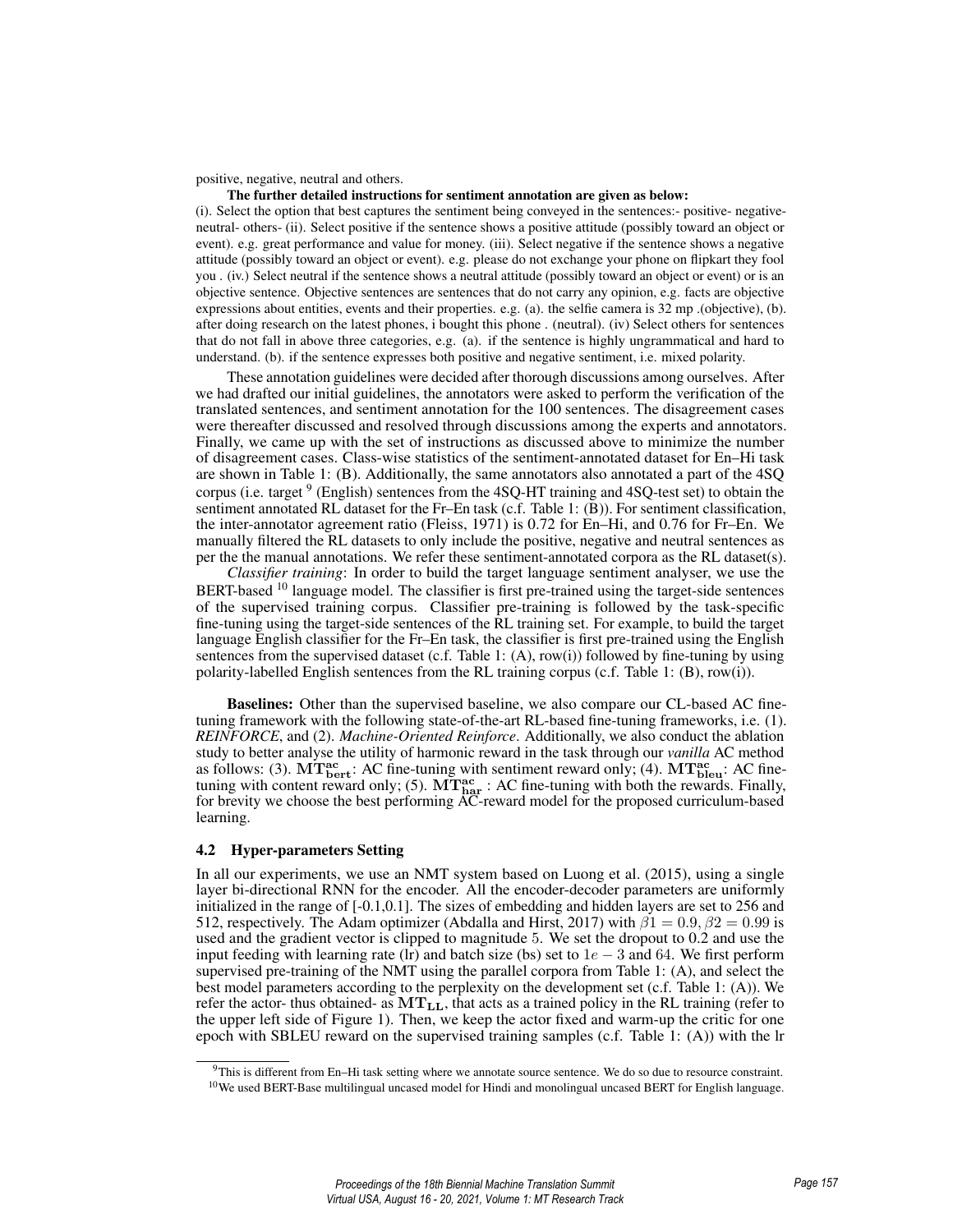positive, negative, neutral and others.

**The further detailed instructions for sentiment annotation are given as below:**

(i). Select the option that best captures the sentiment being conveyed in the sentences:- positive- negative- neutral- others- (ii). Select positive if the sentence shows a positive attitude (possibly toward an object or event). e.g. great performance and value for money. (iii). Select negative if the sentence shows a negative attitude (possibly toward an object or event). e.g. please do not exchange your phone on flipkart they fool you . (iv.) Select neutral if the sentence shows a neutral attitude (possibly toward an object or event) or is an objective sentence. Objective sentences are sentences that do not carry any opinion, e.g. facts are objective expressions about entities, events and their properties. e.g. (a). the selfie camera is 32 mp .(objective), (b). after doing research on the latest phones, i bought this phone . (neutral). (iv) Select others for sentences that do not fall in above three categories, e.g. (a). if the sentence is highly ungrammatical and hard to understand. (b). if the sentence expresses both positive and negative sentiment, i.e. mixed polarity.

These annotation guidelines were decided after thorough discussions among ourselves. After we had drafted our initial guidelines, the annotators were asked to perform the verification of the translated sentences, and sentiment annotation for the 100 sentences. The disagreement cases were thereafter discussed and resolved through discussions among the experts and annotators. Finally, we came up with the set of instructions as discussed above to minimize the number of disagreement cases. Class-wise statistics of the sentiment-annotated dataset for En–Hi task are shown in Table 1: (B). Additionally, the same annotators also annotated a part of the 4SQ corpus (i.e. target [9] (English) sentences from the 4SQ-HT training and 4SQ-test set) to obtain the sentiment annotated RL dataset for the Fr–En task (c.f. Table 1: (B)). For sentiment classification, the inter-annotator agreement ratio (Fleiss, 1971) is 0.72 for En–Hi, and 0.76 for Fr–En. We manually filtered the RL datasets to only include the positive, negative and neutral sentences as per the the manual annotations. We refer these sentiment-annotated corpora as the RL dataset(s).

*Classifier training*: In order to build the target language sentiment analyser, we use the BERT-based [10] language model. The classifier is first pre-trained using the target-side sentences of the supervised training corpus. Classifier pre-training is followed by the task-specific fine-tuning using the target-side sentences of the RL training set. For example, to build the target language English classifier for the Fr–En task, the classifier is first pre-trained using the English sentences from the supervised dataset (c.f. Table 1: (A), row(i)) followed by fine-tuning by using polarity-labelled English sentences from the RL training corpus (c.f. Table 1: (B), row(i)).

**Baselines:** Other than the supervised baseline, we also compare our CL-based AC fine-tuning framework with the following state-of-the-art RL-based fine-tuning frameworks, i.e. (1). *REINFORCE*, and (2). *Machine-Oriented Reinforce*. Additionally, we also conduct the ablation study to better analyse the utility of harmonic reward in the task through our *vanilla* AC method as follows: (3). $\mathbf{MT^{ac}_{bert}}$: AC fine-tuning with sentiment reward only; (4). $\mathbf{MT^{ac}_{bleu}}$: AC fine-tuning with content reward only; (5). $\mathbf{MT^{ac}_{har}}$ : AC fine-tuning with both the rewards. Finally, for brevity we choose the best performing AC-reward model for the proposed curriculum-based learning.

### 4.2 Hyper-parameters Setting

In all our experiments, we use an NMT system based on Luong et al. (2015), using a single layer bi-directional RNN for the encoder. All the encoder-decoder parameters are uniformly initialized in the range of [-0.1,0.1]. The sizes of embedding and hidden layers are set to 256 and 512, respectively. The Adam optimizer (Abdalla and Hirst, 2017) with $\beta1 = 0.9, \beta2 = 0.99$ is used and the gradient vector is clipped to magnitude 5. We set the dropout to 0.2 and use the input feeding with learning rate (lr) and batch size (bs) set to $1e-3$ and 64. We first perform supervised pre-training of the NMT using the parallel corpora from Table 1: (A), and select the best model parameters according to the perplexity on the development set (c.f. Table 1: (A)). We refer the actor- thus obtained- as $\mathbf{MT_{LL}}$, that acts as a trained policy in the RL training (refer to the upper left side of Figure 1). Then, we keep the actor fixed and warm-up the critic for one epoch with SBLEU reward on the supervised training samples (c.f. Table 1: (A)) with the lr

[9]This is different from En–Hi task setting where we annotate source sentence. We do so due to resource constraint.

[10]We used BERT-Base multilingual uncased model for Hindi and monolingual uncased BERT for English language.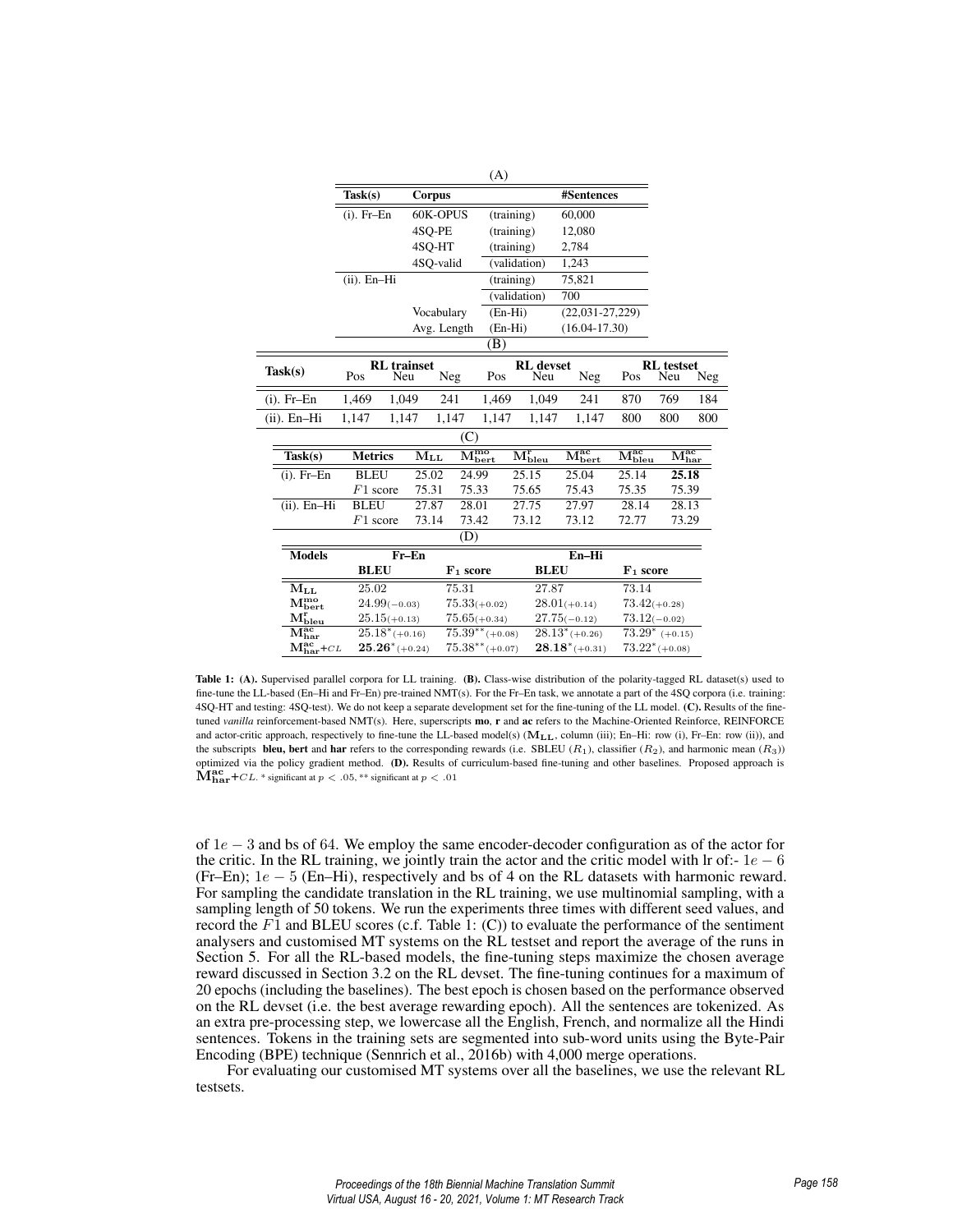(A)

| Task(s) | Corpus | | #Sentences |
|---|---|---|---|
| (i). Fr–En | 60K-OPUS | (training) | 60,000 |
| | 4SQ-PE | (training) | 12,080 |
| | 4SQ-HT | (training) | 2,784 |
| | 4SQ-valid | (validation) | 1,243 |
| (ii). En–Hi | | (training) | 75,821 |
| | | (validation) | 700 |
| | Vocabulary | (En-Hi) | (22,031-27,229) |
| | Avg. Length | (En-Hi) | (16.04-17.30) |

(B)

| Task(s) | RL trainset | | | RL devset | | | RL testset | | |
|---|---|---|---|---|---|---|---|---|---|
| | Pos | Neu | Neg | Pos | Neu | Neg | Pos | Neu | Neg |
| (i). Fr–En | 1,469 | 1,049 | 241 | 1,469 | 1,049 | 241 | 870 | 769 | 184 |
| (ii). En–Hi | 1,147 | 1,147 | 1,147 | 1,147 | 1,147 | 1,147 | 800 | 800 | 800 |

(C)

| Task(s) | Metrics | $\mathbf{M_{LL}}$ | $\mathbf{M^{mo}_{bert}}$ | $\mathbf{M^{r}_{bleu}}$ | $\mathbf{M^{ac}_{bert}}$ | $\mathbf{M^{ac}_{bleu}}$ | $\mathbf{M^{ac}_{har}}$ |
|---|---|---|---|---|---|---|---|
| (i). Fr–En | BLEU | 25.02 | 24.99 | 25.15 | 25.04 | 25.14 | **25.18** |
| | $F1$ score | 75.31 | 75.33 | 75.65 | 75.43 | 75.35 | 75.39 |
| (ii). En–Hi | BLEU | 27.87 | 28.01 | 27.75 | 27.97 | 28.14 | 28.13 |
| | $F1$ score | 73.14 | 73.42 | 73.12 | 73.12 | 72.77 | 73.29 |

(D)

| Models | Fr–En | | En–Hi | |
|---|---|---|---|---|
| | **BLEU** | $\mathbf{F_1}$ **score** | **BLEU** | $\mathbf{F_1}$ **score** |
| $\mathbf{M_{LL}}$ | 25.02 | 75.31 | 27.87 | 73.14 |
| $\mathbf{M^{mo}_{bert}}$ | $24.99_{(-0.03)}$ | $75.33_{(+0.02)}$ | $28.01_{(+0.14)}$ | $73.42_{(+0.28)}$ |
| $\mathbf{M^{r}_{bleu}}$ | $25.15_{(+0.13)}$ | $75.65_{(+0.34)}$ | $27.75_{(-0.12)}$ | $73.12_{(-0.02)}$ |
| $\mathbf{M^{ac}_{har}}$ | $25.18^{*}_{(+0.16)}$ | $75.39^{**}_{(+0.08)}$ | $28.13^{*}_{(+0.26)}$ | $73.29^{*}_{(+0.15)}$ |
| $\mathbf{M^{ac}_{har}}$+$CL$ | $\mathbf{25.26}^{*}_{(+0.24)}$ | $75.38^{**}_{(+0.07)}$ | $\mathbf{28.18}^{*}_{(+0.31)}$ | $73.22^{*}_{(+0.08)}$ |

**Table 1: (A).** Supervised parallel corpora for LL training. **(B).** Class-wise distribution of the polarity-tagged RL dataset(s) used to fine-tune the LL-based (En–Hi and Fr–En) pre-trained NMT(s). For the Fr–En task, we annotate a part of the 4SQ corpora (i.e. training: 4SQ-HT and testing: 4SQ-test). We do not keep a separate development set for the fine-tuning of the LL model. **(C).** Results of the fine-tuned *vanilla* reinforcement-based NMT(s). Here, superscripts **mo**, **r** and **ac** refers to the Machine-Oriented Reinforce, REINFORCE and actor-critic approach, respectively to fine-tune the LL-based model(s) ($\mathbf{M_{LL}}$, column (iii); En–Hi: row (i), Fr–En: row (ii)), and the subscripts **bleu, bert** and **har** refers to the corresponding rewards (i.e. SBLEU ($R_1$), classifier ($R_2$), and harmonic mean ($R_3$)) optimized via the policy gradient method. **(D).** Results of curriculum-based fine-tuning and other baselines. Proposed approach is $\mathbf{M^{ac}_{har}}$+$CL$. * significant at $p < .05$, ** significant at $p < .01$

of $1e-3$ and bs of 64. We employ the same encoder-decoder configuration as of the actor for the critic. In the RL training, we jointly train the actor and the critic model with lr of:- $1e-6$ (Fr–En); $1e-5$ (En–Hi), respectively and bs of 4 on the RL datasets with harmonic reward. For sampling the candidate translation in the RL training, we use multinomial sampling, with a sampling length of 50 tokens. We run the experiments three times with different seed values, and record the $F1$ and BLEU scores (c.f. Table 1: (C)) to evaluate the performance of the sentiment analysers and customised MT systems on the RL testset and report the average of the runs in Section 5. For all the RL-based models, the fine-tuning steps maximize the chosen average reward discussed in Section 3.2 on the RL devset. The fine-tuning continues for a maximum of 20 epochs (including the baselines). The best epoch is chosen based on the performance observed on the RL devset (i.e. the best average rewarding epoch). All the sentences are tokenized. As an extra pre-processing step, we lowercase all the English, French, and normalize all the Hindi sentences. Tokens in the training sets are segmented into sub-word units using the Byte-Pair Encoding (BPE) technique (Sennrich et al., 2016b) with 4,000 merge operations.

For evaluating our customised MT systems over all the baselines, we use the relevant RL testsets.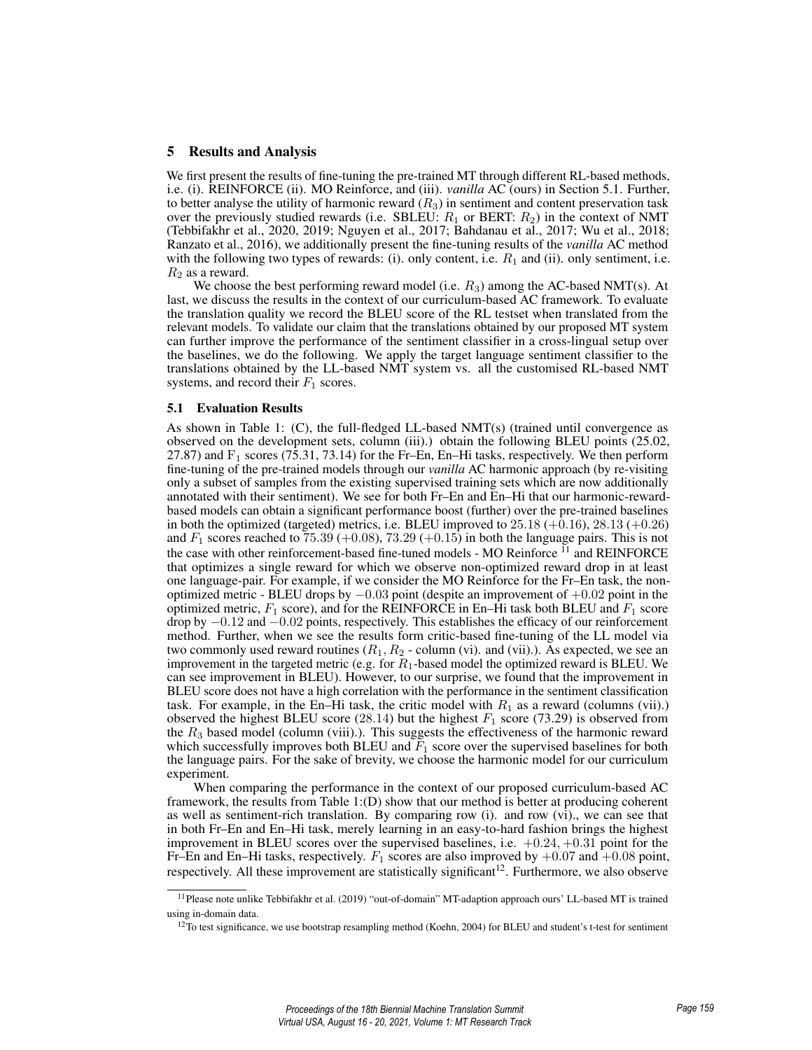## 5 Results and Analysis

We first present the results of fine-tuning the pre-trained MT through different RL-based methods, i.e. (i). REINFORCE (ii). MO Reinforce, and (iii). *vanilla* AC (ours) in Section 5.1. Further, to better analyse the utility of harmonic reward ($R_3$) in sentiment and content preservation task over the previously studied rewards (i.e. SBLEU: $R_1$ or BERT: $R_2$) in the context of NMT (Tebbifakhr et al., 2020, 2019; Nguyen et al., 2017; Bahdanau et al., 2017; Wu et al., 2018; Ranzato et al., 2016), we additionally present the fine-tuning results of the *vanilla* AC method with the following two types of rewards: (i). only content, i.e. $R_1$ and (ii). only sentiment, i.e. $R_2$ as a reward.

We choose the best performing reward model (i.e. $R_3$) among the AC-based NMT(s). At last, we discuss the results in the context of our curriculum-based AC framework. To evaluate the translation quality we record the BLEU score of the RL testset when translated from the relevant models. To validate our claim that the translations obtained by our proposed MT system can further improve the performance of the sentiment classifier in a cross-lingual setup over the baselines, we do the following. We apply the target language sentiment classifier to the translations obtained by the LL-based NMT system vs. all the customised RL-based NMT systems, and record their $F_1$ scores.

### 5.1 Evaluation Results

As shown in Table 1: (C), the full-fledged LL-based NMT(s) (trained until convergence as observed on the development sets, column (iii).) obtain the following BLEU points (25.02, 27.87) and $F_1$ scores (75.31, 73.14) for the Fr–En, En–Hi tasks, respectively. We then perform fine-tuning of the pre-trained models through our *vanilla* AC harmonic approach (by re-visiting only a subset of samples from the existing supervised training sets which are now additionally annotated with their sentiment). We see for both Fr–En and En–Hi that our harmonic-reward-based models can obtain a significant performance boost (further) over the pre-trained baselines in both the optimized (targeted) metrics, i.e. BLEU improved to $25.18$ $(+0.16)$, $28.13$ $(+0.26)$ and $F_1$ scores reached to $75.39$ $(+0.08)$, $73.29$ $(+0.15)$ in both the language pairs. This is not the case with other reinforcement-based fine-tuned models - MO Reinforce [11] and REINFORCE that optimizes a single reward for which we observe non-optimized reward drop in at least one language-pair. For example, if we consider the MO Reinforce for the Fr–En task, the non-optimized metric - BLEU drops by $-0.03$ point (despite an improvement of $+0.02$ point in the optimized metric, $F_1$ score), and for the REINFORCE in En–Hi task both BLEU and $F_1$ score drop by $-0.12$ and $-0.02$ points, respectively. This establishes the efficacy of our reinforcement method. Further, when we see the results form critic-based fine-tuning of the LL model via two commonly used reward routines ($R_1$, $R_2$ - column (vi). and (vii).). As expected, we see an improvement in the targeted metric (e.g. for $R_1$-based model the optimized reward is BLEU. We can see improvement in BLEU). However, to our surprise, we found that the improvement in BLEU score does not have a high correlation with the performance in the sentiment classification task. For example, in the En–Hi task, the critic model with $R_1$ as a reward (columns (vii).) observed the highest BLEU score (28.14) but the highest $F_1$ score (73.29) is observed from the $R_3$ based model (column (viii).). This suggests the effectiveness of the harmonic reward which successfully improves both BLEU and $F_1$ score over the supervised baselines for both the language pairs. For the sake of brevity, we choose the harmonic model for our curriculum experiment.

When comparing the performance in the context of our proposed curriculum-based AC framework, the results from Table 1:(D) show that our method is better at producing coherent as well as sentiment-rich translation. By comparing row (i). and row (vi)., we can see that in both Fr–En and En–Hi task, merely learning in an easy-to-hard fashion brings the highest improvement in BLEU scores over the supervised baselines, i.e. $+0.24, +0.31$ point for the Fr–En and En–Hi tasks, respectively. $F_1$ scores are also improved by $+0.07$ and $+0.08$ point, respectively. All these improvement are statistically significant[12]. Furthermore, we also observe

[11] Please note unlike Tebbifakhr et al. (2019) "out-of-domain" MT-adaption approach ours' LL-based MT is trained using in-domain data.

[12] To test significance, we use bootstrap resampling method (Koehn, 2004) for BLEU and student's t-test for sentiment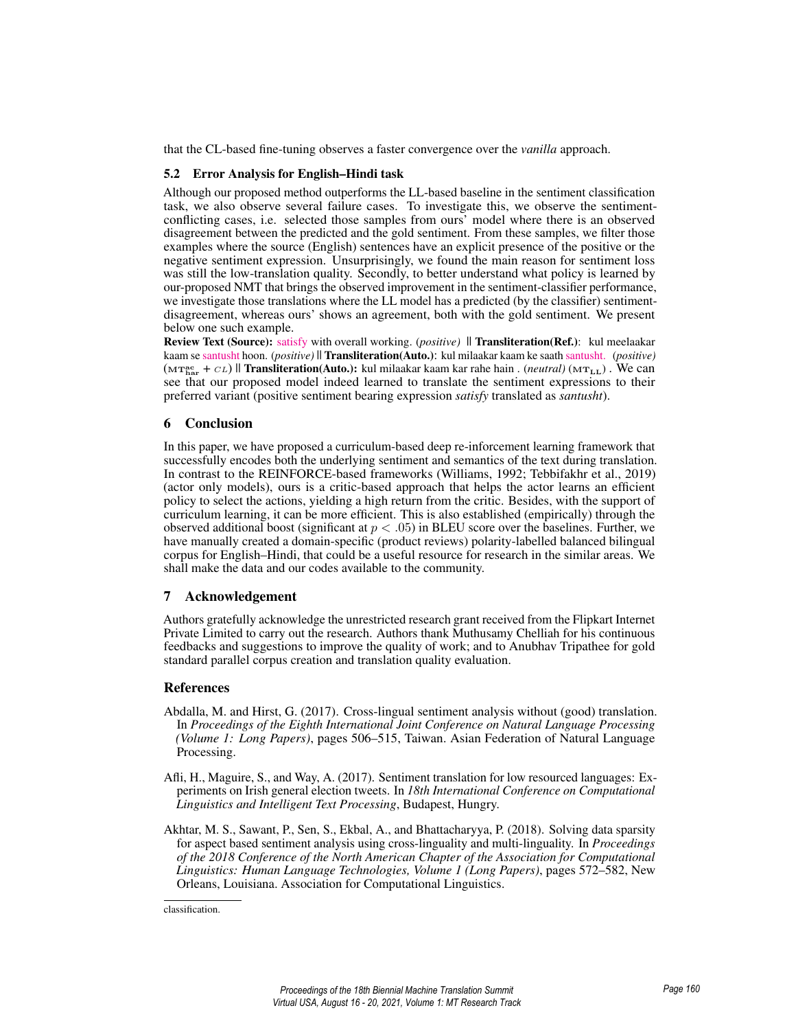that the CL-based fine-tuning observes a faster convergence over the *vanilla* approach.

### 5.2 Error Analysis for English–Hindi task

Although our proposed method outperforms the LL-based baseline in the sentiment classification task, we also observe several failure cases. To investigate this, we observe the sentiment-conflicting cases, i.e. selected those samples from ours' model where there is an observed disagreement between the predicted and the gold sentiment. From these samples, we filter those examples where the source (English) sentences have an explicit presence of the positive or the negative sentiment expression. Unsurprisingly, we found the main reason for sentiment loss was still the low-translation quality. Secondly, to better understand what policy is learned by our-proposed NMT that brings the observed improvement in the sentiment-classifier performance, we investigate those translations where the LL model has a predicted (by the classifier) sentiment-disagreement, whereas ours' shows an agreement, both with the gold sentiment. We present below one such example.

**Review Text (Source):** satisfy with overall working. (*positive*) || **Transliteration(Ref.)**: kul meelaakar kaam se santusht hoon. (*positive*) || **Transliteration(Auto.)**: kul milaakar kaam ke saath santusht. (*positive*) ($\mathrm{MT}^{\mathrm{ac}}_{\mathrm{har}}$ + $CL$) || **Transliteration(Auto.):** kul milaakar kaam kar rahe hain . (*neutral*) ($\mathrm{MT}_{\mathrm{LL}}$) . We can see that our proposed model indeed learned to translate the sentiment expressions to their preferred variant (positive sentiment bearing expression *satisfy* translated as *santusht*).

## 6 Conclusion

In this paper, we have proposed a curriculum-based deep re-inforcement learning framework that successfully encodes both the underlying sentiment and semantics of the text during translation. In contrast to the REINFORCE-based frameworks (Williams, 1992; Tebbifakhr et al., 2019) (actor only models), ours is a critic-based approach that helps the actor learns an efficient policy to select the actions, yielding a high return from the critic. Besides, with the support of curriculum learning, it can be more efficient. This is also established (empirically) through the observed additional boost (significant at $p < .05$) in BLEU score over the baselines. Further, we have manually created a domain-specific (product reviews) polarity-labelled balanced bilingual corpus for English–Hindi, that could be a useful resource for research in the similar areas. We shall make the data and our codes available to the community.

## 7 Acknowledgement

Authors gratefully acknowledge the unrestricted research grant received from the Flipkart Internet Private Limited to carry out the research. Authors thank Muthusamy Chelliah for his continuous feedbacks and suggestions to improve the quality of work; and to Anubhav Tripathee for gold standard parallel corpus creation and translation quality evaluation.

## References

Abdalla, M. and Hirst, G. (2017). Cross-lingual sentiment analysis without (good) translation. In *Proceedings of the Eighth International Joint Conference on Natural Language Processing (Volume 1: Long Papers)*, pages 506–515, Taiwan. Asian Federation of Natural Language Processing.

Afli, H., Maguire, S., and Way, A. (2017). Sentiment translation for low resourced languages: Experiments on Irish general election tweets. In *18th International Conference on Computational Linguistics and Intelligent Text Processing*, Budapest, Hungry.

Akhtar, M. S., Sawant, P., Sen, S., Ekbal, A., and Bhattacharyya, P. (2018). Solving data sparsity for aspect based sentiment analysis using cross-linguality and multi-linguality. In *Proceedings of the 2018 Conference of the North American Chapter of the Association for Computational Linguistics: Human Language Technologies, Volume 1 (Long Papers)*, pages 572–582, New Orleans, Louisiana. Association for Computational Linguistics.

---

classification.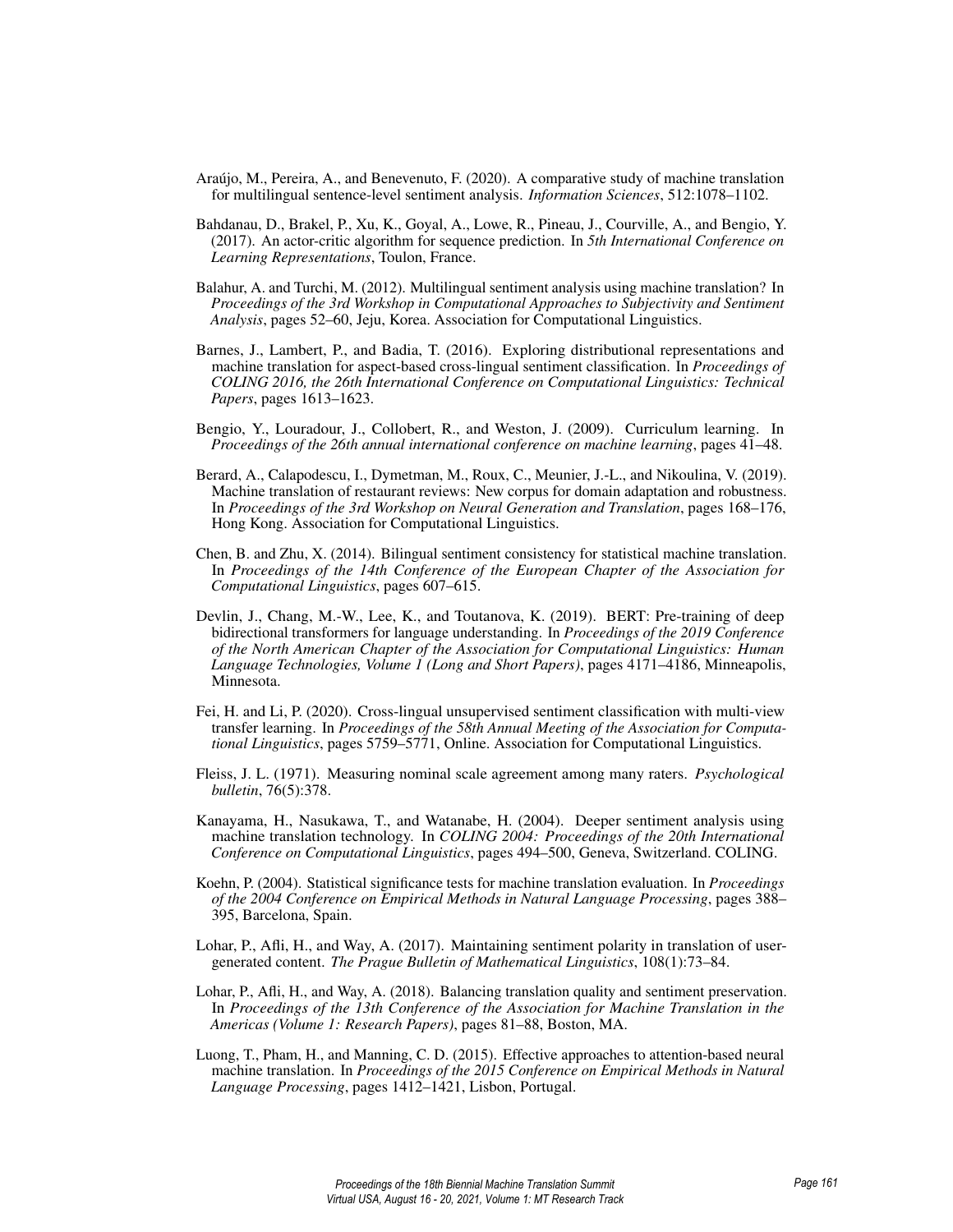Araújo, M., Pereira, A., and Benevenuto, F. (2020). A comparative study of machine translation for multilingual sentence-level sentiment analysis. *Information Sciences*, 512:1078–1102.

Bahdanau, D., Brakel, P., Xu, K., Goyal, A., Lowe, R., Pineau, J., Courville, A., and Bengio, Y. (2017). An actor-critic algorithm for sequence prediction. In *5th International Conference on Learning Representations*, Toulon, France.

Balahur, A. and Turchi, M. (2012). Multilingual sentiment analysis using machine translation? In *Proceedings of the 3rd Workshop in Computational Approaches to Subjectivity and Sentiment Analysis*, pages 52–60, Jeju, Korea. Association for Computational Linguistics.

Barnes, J., Lambert, P., and Badia, T. (2016). Exploring distributional representations and machine translation for aspect-based cross-lingual sentiment classification. In *Proceedings of COLING 2016, the 26th International Conference on Computational Linguistics: Technical Papers*, pages 1613–1623.

Bengio, Y., Louradour, J., Collobert, R., and Weston, J. (2009). Curriculum learning. In *Proceedings of the 26th annual international conference on machine learning*, pages 41–48.

Berard, A., Calapodescu, I., Dymetman, M., Roux, C., Meunier, J.-L., and Nikoulina, V. (2019). Machine translation of restaurant reviews: New corpus for domain adaptation and robustness. In *Proceedings of the 3rd Workshop on Neural Generation and Translation*, pages 168–176, Hong Kong. Association for Computational Linguistics.

Chen, B. and Zhu, X. (2014). Bilingual sentiment consistency for statistical machine translation. In *Proceedings of the 14th Conference of the European Chapter of the Association for Computational Linguistics*, pages 607–615.

Devlin, J., Chang, M.-W., Lee, K., and Toutanova, K. (2019). BERT: Pre-training of deep bidirectional transformers for language understanding. In *Proceedings of the 2019 Conference of the North American Chapter of the Association for Computational Linguistics: Human Language Technologies, Volume 1 (Long and Short Papers)*, pages 4171–4186, Minneapolis, Minnesota.

Fei, H. and Li, P. (2020). Cross-lingual unsupervised sentiment classification with multi-view transfer learning. In *Proceedings of the 58th Annual Meeting of the Association for Computational Linguistics*, pages 5759–5771, Online. Association for Computational Linguistics.

Fleiss, J. L. (1971). Measuring nominal scale agreement among many raters. *Psychological bulletin*, 76(5):378.

Kanayama, H., Nasukawa, T., and Watanabe, H. (2004). Deeper sentiment analysis using machine translation technology. In *COLING 2004: Proceedings of the 20th International Conference on Computational Linguistics*, pages 494–500, Geneva, Switzerland. COLING.

Koehn, P. (2004). Statistical significance tests for machine translation evaluation. In *Proceedings of the 2004 Conference on Empirical Methods in Natural Language Processing*, pages 388–395, Barcelona, Spain.

Lohar, P., Afli, H., and Way, A. (2017). Maintaining sentiment polarity in translation of user-generated content. *The Prague Bulletin of Mathematical Linguistics*, 108(1):73–84.

Lohar, P., Afli, H., and Way, A. (2018). Balancing translation quality and sentiment preservation. In *Proceedings of the 13th Conference of the Association for Machine Translation in the Americas (Volume 1: Research Papers)*, pages 81–88, Boston, MA.

Luong, T., Pham, H., and Manning, C. D. (2015). Effective approaches to attention-based neural machine translation. In *Proceedings of the 2015 Conference on Empirical Methods in Natural Language Processing*, pages 1412–1421, Lisbon, Portugal.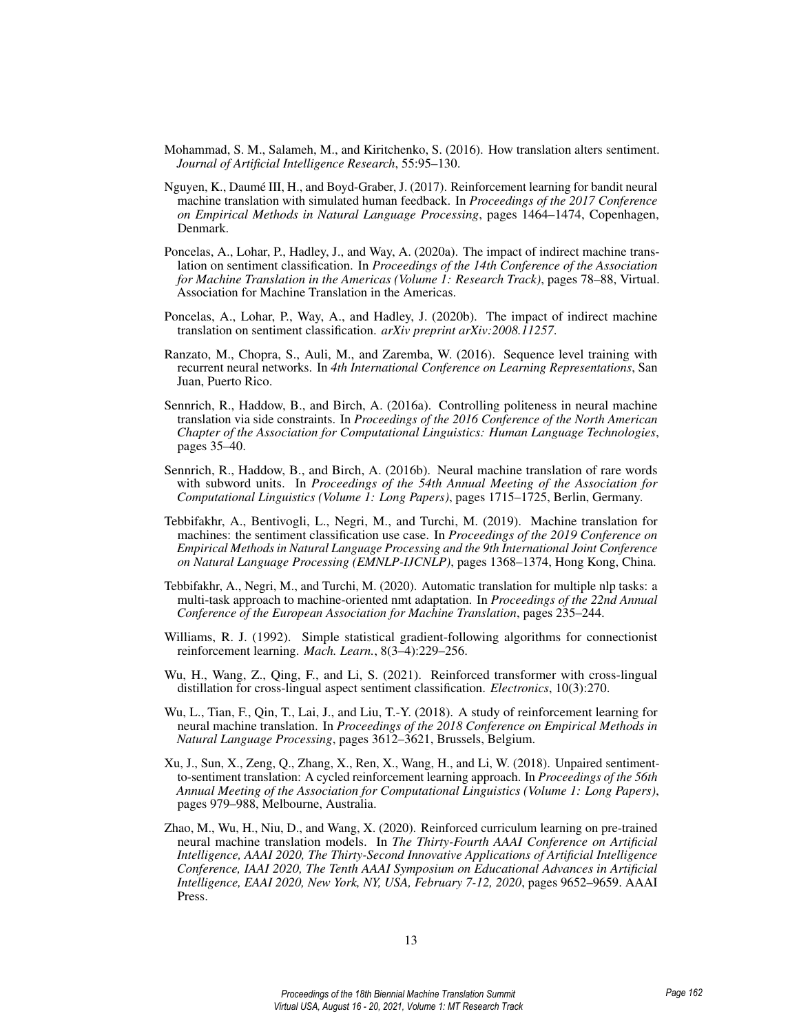Mohammad, S. M., Salameh, M., and Kiritchenko, S. (2016). How translation alters sentiment. *Journal of Artificial Intelligence Research*, 55:95–130.

Nguyen, K., Daumé III, H., and Boyd-Graber, J. (2017). Reinforcement learning for bandit neural machine translation with simulated human feedback. In *Proceedings of the 2017 Conference on Empirical Methods in Natural Language Processing*, pages 1464–1474, Copenhagen, Denmark.

Poncelas, A., Lohar, P., Hadley, J., and Way, A. (2020a). The impact of indirect machine translation on sentiment classification. In *Proceedings of the 14th Conference of the Association for Machine Translation in the Americas (Volume 1: Research Track)*, pages 78–88, Virtual. Association for Machine Translation in the Americas.

Poncelas, A., Lohar, P., Way, A., and Hadley, J. (2020b). The impact of indirect machine translation on sentiment classification. *arXiv preprint arXiv:2008.11257*.

Ranzato, M., Chopra, S., Auli, M., and Zaremba, W. (2016). Sequence level training with recurrent neural networks. In *4th International Conference on Learning Representations*, San Juan, Puerto Rico.

Sennrich, R., Haddow, B., and Birch, A. (2016a). Controlling politeness in neural machine translation via side constraints. In *Proceedings of the 2016 Conference of the North American Chapter of the Association for Computational Linguistics: Human Language Technologies*, pages 35–40.

Sennrich, R., Haddow, B., and Birch, A. (2016b). Neural machine translation of rare words with subword units. In *Proceedings of the 54th Annual Meeting of the Association for Computational Linguistics (Volume 1: Long Papers)*, pages 1715–1725, Berlin, Germany.

Tebbifakhr, A., Bentivogli, L., Negri, M., and Turchi, M. (2019). Machine translation for machines: the sentiment classification use case. In *Proceedings of the 2019 Conference on Empirical Methods in Natural Language Processing and the 9th International Joint Conference on Natural Language Processing (EMNLP-IJCNLP)*, pages 1368–1374, Hong Kong, China.

Tebbifakhr, A., Negri, M., and Turchi, M. (2020). Automatic translation for multiple nlp tasks: a multi-task approach to machine-oriented nmt adaptation. In *Proceedings of the 22nd Annual Conference of the European Association for Machine Translation*, pages 235–244.

Williams, R. J. (1992). Simple statistical gradient-following algorithms for connectionist reinforcement learning. *Mach. Learn.*, 8(3–4):229–256.

Wu, H., Wang, Z., Qing, F., and Li, S. (2021). Reinforced transformer with cross-lingual distillation for cross-lingual aspect sentiment classification. *Electronics*, 10(3):270.

Wu, L., Tian, F., Qin, T., Lai, J., and Liu, T.-Y. (2018). A study of reinforcement learning for neural machine translation. In *Proceedings of the 2018 Conference on Empirical Methods in Natural Language Processing*, pages 3612–3621, Brussels, Belgium.

Xu, J., Sun, X., Zeng, Q., Zhang, X., Ren, X., Wang, H., and Li, W. (2018). Unpaired sentiment-to-sentiment translation: A cycled reinforcement learning approach. In *Proceedings of the 56th Annual Meeting of the Association for Computational Linguistics (Volume 1: Long Papers)*, pages 979–988, Melbourne, Australia.

Zhao, M., Wu, H., Niu, D., and Wang, X. (2020). Reinforced curriculum learning on pre-trained neural machine translation models. In *The Thirty-Fourth AAAI Conference on Artificial Intelligence, AAAI 2020, The Thirty-Second Innovative Applications of Artificial Intelligence Conference, IAAI 2020, The Tenth AAAI Symposium on Educational Advances in Artificial Intelligence, EAAI 2020, New York, NY, USA, February 7-12, 2020*, pages 9652–9659. AAAI Press.